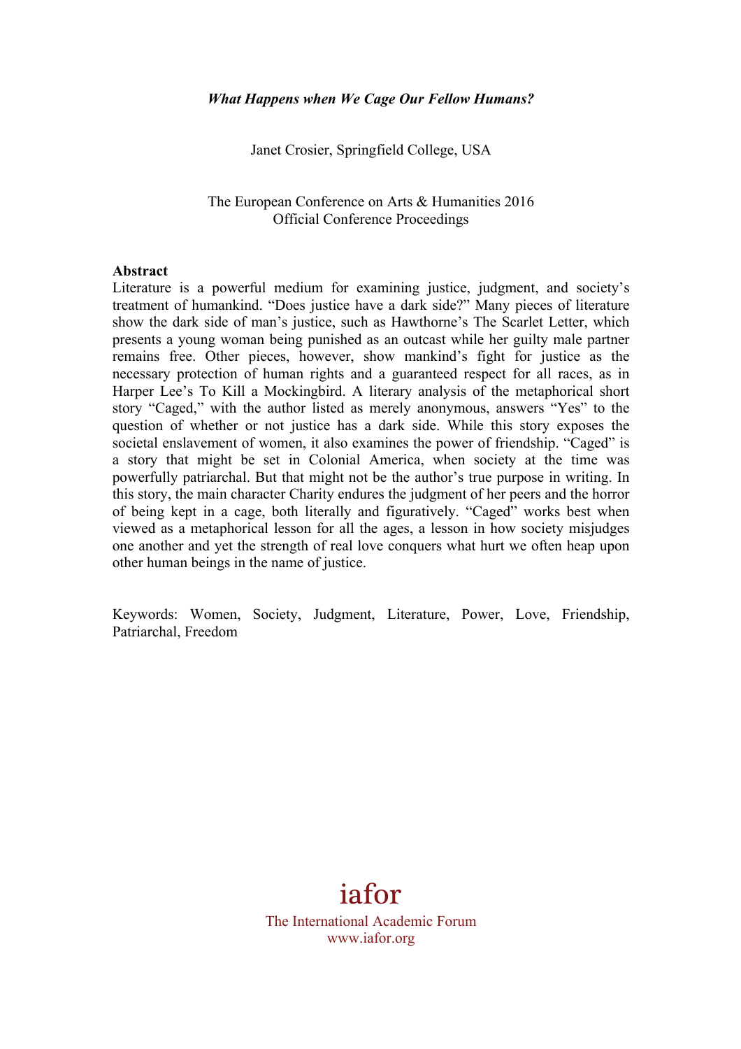# *What Happens when We Cage Our Fellow Humans?*

Janet Crosier, Springfield College, USA

The European Conference on Arts & Humanities 2016
Official Conference Proceedings

**Abstract**

Literature is a powerful medium for examining justice, judgment, and society's treatment of humankind. "Does justice have a dark side?" Many pieces of literature show the dark side of man's justice, such as Hawthorne's The Scarlet Letter, which presents a young woman being punished as an outcast while her guilty male partner remains free. Other pieces, however, show mankind's fight for justice as the necessary protection of human rights and a guaranteed respect for all races, as in Harper Lee's To Kill a Mockingbird. A literary analysis of the metaphorical short story "Caged," with the author listed as merely anonymous, answers "Yes" to the question of whether or not justice has a dark side. While this story exposes the societal enslavement of women, it also examines the power of friendship. "Caged" is a story that might be set in Colonial America, when society at the time was powerfully patriarchal. But that might not be the author's true purpose in writing. In this story, the main character Charity endures the judgment of her peers and the horror of being kept in a cage, both literally and figuratively. "Caged" works best when viewed as a metaphorical lesson for all the ages, a lesson in how society misjudges one another and yet the strength of real love conquers what hurt we often heap upon other human beings in the name of justice.

Keywords: Women, Society, Judgment, Literature, Power, Love, Friendship, Patriarchal, Freedom

iafor
The International Academic Forum
www.iafor.org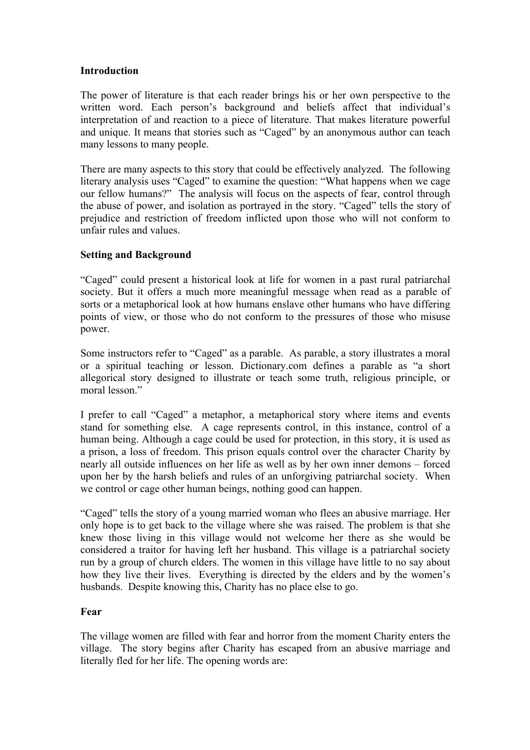## Introduction

The power of literature is that each reader brings his or her own perspective to the written word. Each person's background and beliefs affect that individual's interpretation of and reaction to a piece of literature. That makes literature powerful and unique. It means that stories such as "Caged" by an anonymous author can teach many lessons to many people.

There are many aspects to this story that could be effectively analyzed. The following literary analysis uses "Caged" to examine the question: "What happens when we cage our fellow humans?" The analysis will focus on the aspects of fear, control through the abuse of power, and isolation as portrayed in the story. "Caged" tells the story of prejudice and restriction of freedom inflicted upon those who will not conform to unfair rules and values.

## Setting and Background

"Caged" could present a historical look at life for women in a past rural patriarchal society. But it offers a much more meaningful message when read as a parable of sorts or a metaphorical look at how humans enslave other humans who have differing points of view, or those who do not conform to the pressures of those who misuse power.

Some instructors refer to "Caged" as a parable. As parable, a story illustrates a moral or a spiritual teaching or lesson. Dictionary.com defines a parable as "a short allegorical story designed to illustrate or teach some truth, religious principle, or moral lesson."

I prefer to call "Caged" a metaphor, a metaphorical story where items and events stand for something else. A cage represents control, in this instance, control of a human being. Although a cage could be used for protection, in this story, it is used as a prison, a loss of freedom. This prison equals control over the character Charity by nearly all outside influences on her life as well as by her own inner demons – forced upon her by the harsh beliefs and rules of an unforgiving patriarchal society. When we control or cage other human beings, nothing good can happen.

"Caged" tells the story of a young married woman who flees an abusive marriage. Her only hope is to get back to the village where she was raised. The problem is that she knew those living in this village would not welcome her there as she would be considered a traitor for having left her husband. This village is a patriarchal society run by a group of church elders. The women in this village have little to no say about how they live their lives. Everything is directed by the elders and by the women's husbands. Despite knowing this, Charity has no place else to go.

## Fear

The village women are filled with fear and horror from the moment Charity enters the village. The story begins after Charity has escaped from an abusive marriage and literally fled for her life. The opening words are: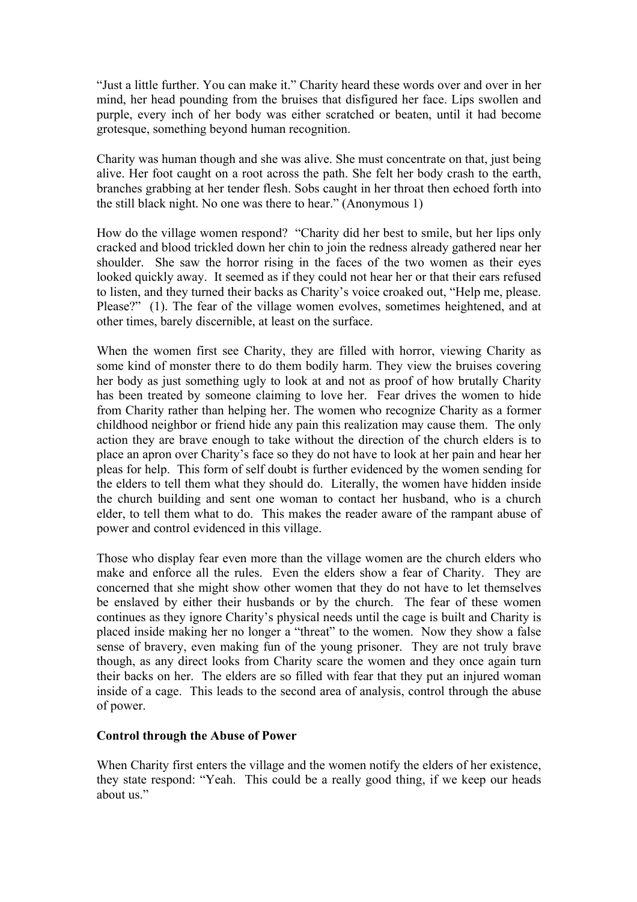"Just a little further. You can make it." Charity heard these words over and over in her mind, her head pounding from the bruises that disfigured her face. Lips swollen and purple, every inch of her body was either scratched or beaten, until it had become grotesque, something beyond human recognition.

Charity was human though and she was alive. She must concentrate on that, just being alive. Her foot caught on a root across the path. She felt her body crash to the earth, branches grabbing at her tender flesh. Sobs caught in her throat then echoed forth into the still black night. No one was there to hear." (Anonymous 1)

How do the village women respond? "Charity did her best to smile, but her lips only cracked and blood trickled down her chin to join the redness already gathered near her shoulder. She saw the horror rising in the faces of the two women as their eyes looked quickly away. It seemed as if they could not hear her or that their ears refused to listen, and they turned their backs as Charity's voice croaked out, "Help me, please. Please?" (1). The fear of the village women evolves, sometimes heightened, and at other times, barely discernible, at least on the surface.

When the women first see Charity, they are filled with horror, viewing Charity as some kind of monster there to do them bodily harm. They view the bruises covering her body as just something ugly to look at and not as proof of how brutally Charity has been treated by someone claiming to love her. Fear drives the women to hide from Charity rather than helping her. The women who recognize Charity as a former childhood neighbor or friend hide any pain this realization may cause them. The only action they are brave enough to take without the direction of the church elders is to place an apron over Charity's face so they do not have to look at her pain and hear her pleas for help. This form of self doubt is further evidenced by the women sending for the elders to tell them what they should do. Literally, the women have hidden inside the church building and sent one woman to contact her husband, who is a church elder, to tell them what to do. This makes the reader aware of the rampant abuse of power and control evidenced in this village.

Those who display fear even more than the village women are the church elders who make and enforce all the rules. Even the elders show a fear of Charity. They are concerned that she might show other women that they do not have to let themselves be enslaved by either their husbands or by the church. The fear of these women continues as they ignore Charity's physical needs until the cage is built and Charity is placed inside making her no longer a "threat" to the women. Now they show a false sense of bravery, even making fun of the young prisoner. They are not truly brave though, as any direct looks from Charity scare the women and they once again turn their backs on her. The elders are so filled with fear that they put an injured woman inside of a cage. This leads to the second area of analysis, control through the abuse of power.

**Control through the Abuse of Power**

When Charity first enters the village and the women notify the elders of her existence, they state respond: "Yeah. This could be a really good thing, if we keep our heads about us."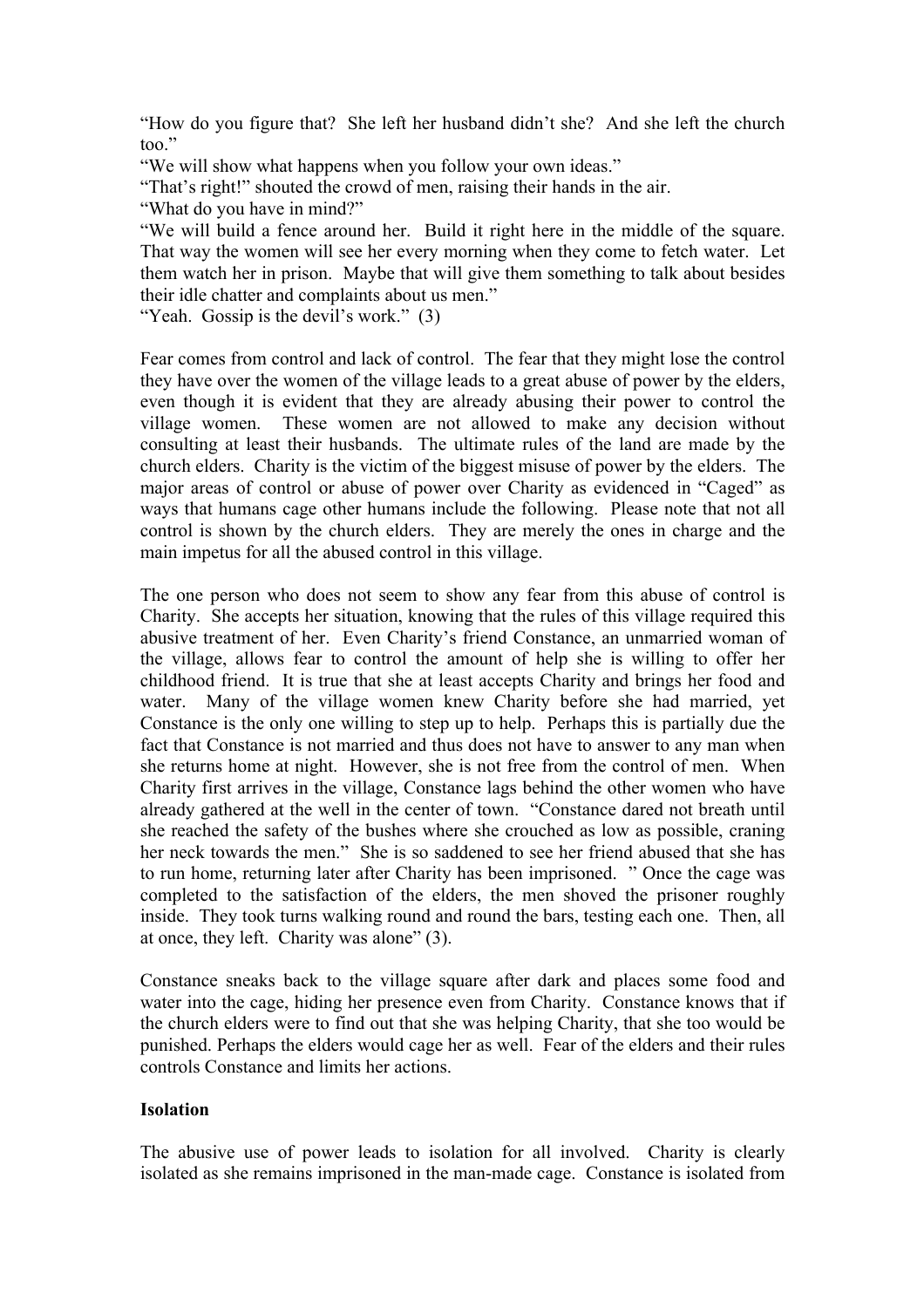"How do you figure that? She left her husband didn't she? And she left the church too."

"We will show what happens when you follow your own ideas."

"That's right!" shouted the crowd of men, raising their hands in the air.

"What do you have in mind?"

"We will build a fence around her. Build it right here in the middle of the square. That way the women will see her every morning when they come to fetch water. Let them watch her in prison. Maybe that will give them something to talk about besides their idle chatter and complaints about us men."

"Yeah. Gossip is the devil's work." (3)

Fear comes from control and lack of control. The fear that they might lose the control they have over the women of the village leads to a great abuse of power by the elders, even though it is evident that they are already abusing their power to control the village women. These women are not allowed to make any decision without consulting at least their husbands. The ultimate rules of the land are made by the church elders. Charity is the victim of the biggest misuse of power by the elders. The major areas of control or abuse of power over Charity as evidenced in "Caged" as ways that humans cage other humans include the following. Please note that not all control is shown by the church elders. They are merely the ones in charge and the main impetus for all the abused control in this village.

The one person who does not seem to show any fear from this abuse of control is Charity. She accepts her situation, knowing that the rules of this village required this abusive treatment of her. Even Charity's friend Constance, an unmarried woman of the village, allows fear to control the amount of help she is willing to offer her childhood friend. It is true that she at least accepts Charity and brings her food and water. Many of the village women knew Charity before she had married, yet Constance is the only one willing to step up to help. Perhaps this is partially due the fact that Constance is not married and thus does not have to answer to any man when she returns home at night. However, she is not free from the control of men. When Charity first arrives in the village, Constance lags behind the other women who have already gathered at the well in the center of town. "Constance dared not breath until she reached the safety of the bushes where she crouched as low as possible, craning her neck towards the men." She is so saddened to see her friend abused that she has to run home, returning later after Charity has been imprisoned. " Once the cage was completed to the satisfaction of the elders, the men shoved the prisoner roughly inside. They took turns walking round and round the bars, testing each one. Then, all at once, they left. Charity was alone" (3).

Constance sneaks back to the village square after dark and places some food and water into the cage, hiding her presence even from Charity. Constance knows that if the church elders were to find out that she was helping Charity, that she too would be punished. Perhaps the elders would cage her as well. Fear of the elders and their rules controls Constance and limits her actions.

**Isolation**

The abusive use of power leads to isolation for all involved. Charity is clearly isolated as she remains imprisoned in the man-made cage. Constance is isolated from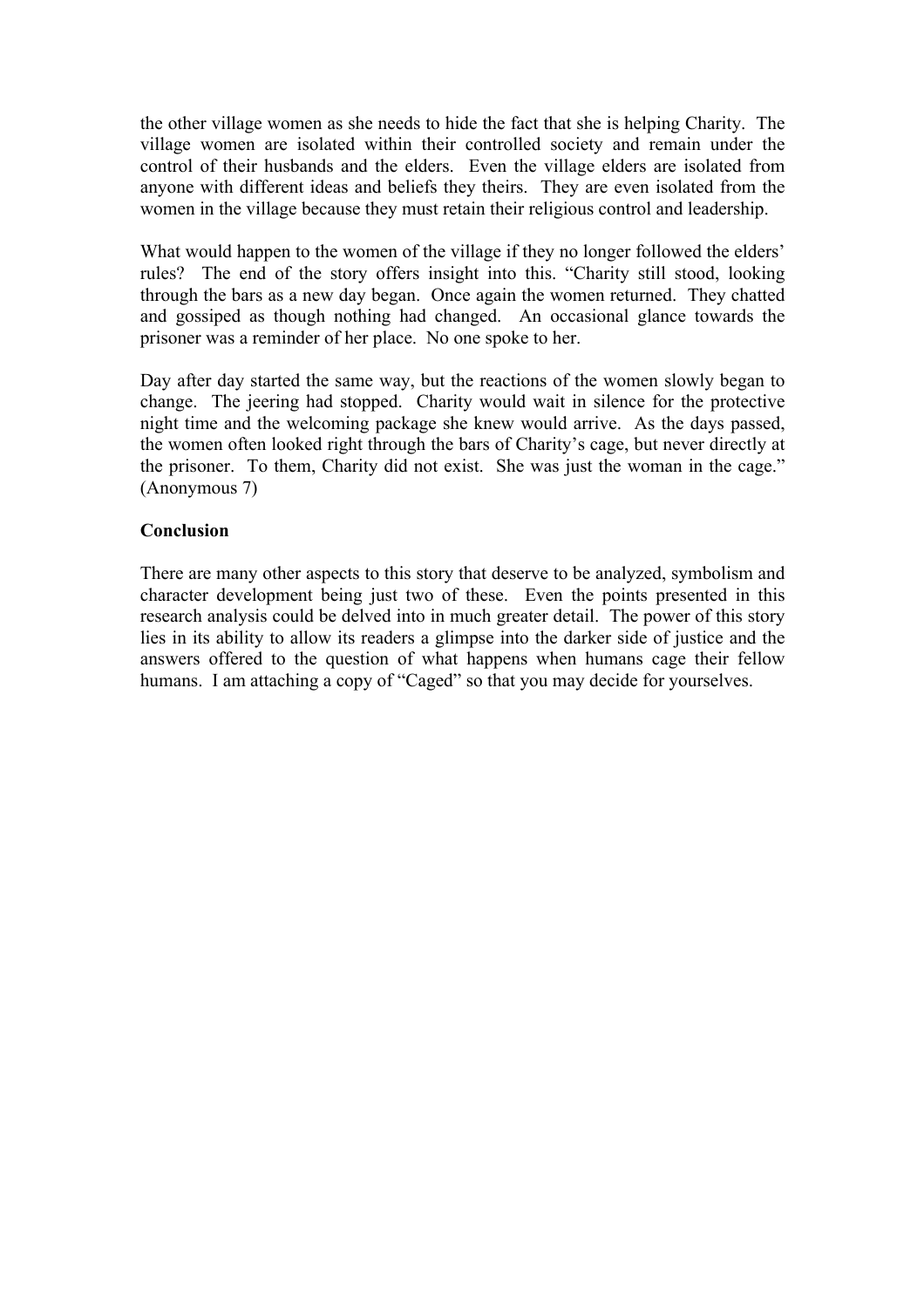the other village women as she needs to hide the fact that she is helping Charity. The village women are isolated within their controlled society and remain under the control of their husbands and the elders. Even the village elders are isolated from anyone with different ideas and beliefs they theirs. They are even isolated from the women in the village because they must retain their religious control and leadership.

What would happen to the women of the village if they no longer followed the elders' rules? The end of the story offers insight into this. "Charity still stood, looking through the bars as a new day began. Once again the women returned. They chatted and gossiped as though nothing had changed. An occasional glance towards the prisoner was a reminder of her place. No one spoke to her.

Day after day started the same way, but the reactions of the women slowly began to change. The jeering had stopped. Charity would wait in silence for the protective night time and the welcoming package she knew would arrive. As the days passed, the women often looked right through the bars of Charity's cage, but never directly at the prisoner. To them, Charity did not exist. She was just the woman in the cage." (Anonymous 7)

**Conclusion**

There are many other aspects to this story that deserve to be analyzed, symbolism and character development being just two of these. Even the points presented in this research analysis could be delved into in much greater detail. The power of this story lies in its ability to allow its readers a glimpse into the darker side of justice and the answers offered to the question of what happens when humans cage their fellow humans. I am attaching a copy of "Caged" so that you may decide for yourselves.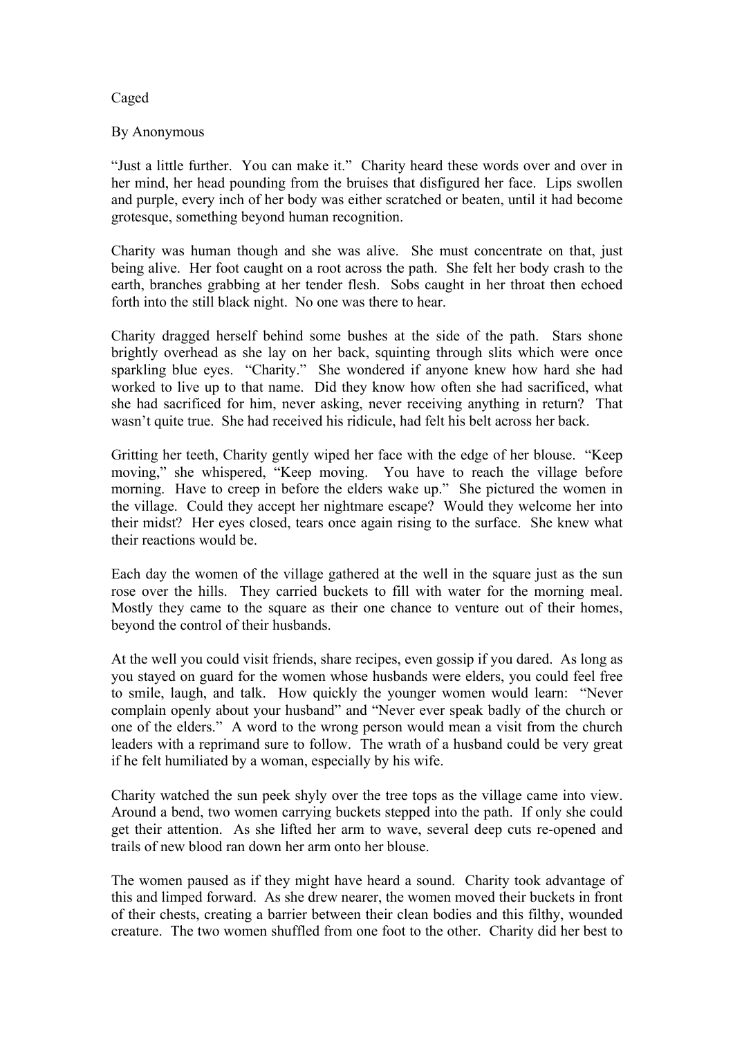# Caged

By Anonymous

"Just a little further. You can make it." Charity heard these words over and over in her mind, her head pounding from the bruises that disfigured her face. Lips swollen and purple, every inch of her body was either scratched or beaten, until it had become grotesque, something beyond human recognition.

Charity was human though and she was alive. She must concentrate on that, just being alive. Her foot caught on a root across the path. She felt her body crash to the earth, branches grabbing at her tender flesh. Sobs caught in her throat then echoed forth into the still black night. No one was there to hear.

Charity dragged herself behind some bushes at the side of the path. Stars shone brightly overhead as she lay on her back, squinting through slits which were once sparkling blue eyes. "Charity." She wondered if anyone knew how hard she had worked to live up to that name. Did they know how often she had sacrificed, what she had sacrificed for him, never asking, never receiving anything in return? That wasn't quite true. She had received his ridicule, had felt his belt across her back.

Gritting her teeth, Charity gently wiped her face with the edge of her blouse. "Keep moving," she whispered, "Keep moving. You have to reach the village before morning. Have to creep in before the elders wake up." She pictured the women in the village. Could they accept her nightmare escape? Would they welcome her into their midst? Her eyes closed, tears once again rising to the surface. She knew what their reactions would be.

Each day the women of the village gathered at the well in the square just as the sun rose over the hills. They carried buckets to fill with water for the morning meal. Mostly they came to the square as their one chance to venture out of their homes, beyond the control of their husbands.

At the well you could visit friends, share recipes, even gossip if you dared. As long as you stayed on guard for the women whose husbands were elders, you could feel free to smile, laugh, and talk. How quickly the younger women would learn: "Never complain openly about your husband" and "Never ever speak badly of the church or one of the elders." A word to the wrong person would mean a visit from the church leaders with a reprimand sure to follow. The wrath of a husband could be very great if he felt humiliated by a woman, especially by his wife.

Charity watched the sun peek shyly over the tree tops as the village came into view. Around a bend, two women carrying buckets stepped into the path. If only she could get their attention. As she lifted her arm to wave, several deep cuts re-opened and trails of new blood ran down her arm onto her blouse.

The women paused as if they might have heard a sound. Charity took advantage of this and limped forward. As she drew nearer, the women moved their buckets in front of their chests, creating a barrier between their clean bodies and this filthy, wounded creature. The two women shuffled from one foot to the other. Charity did her best to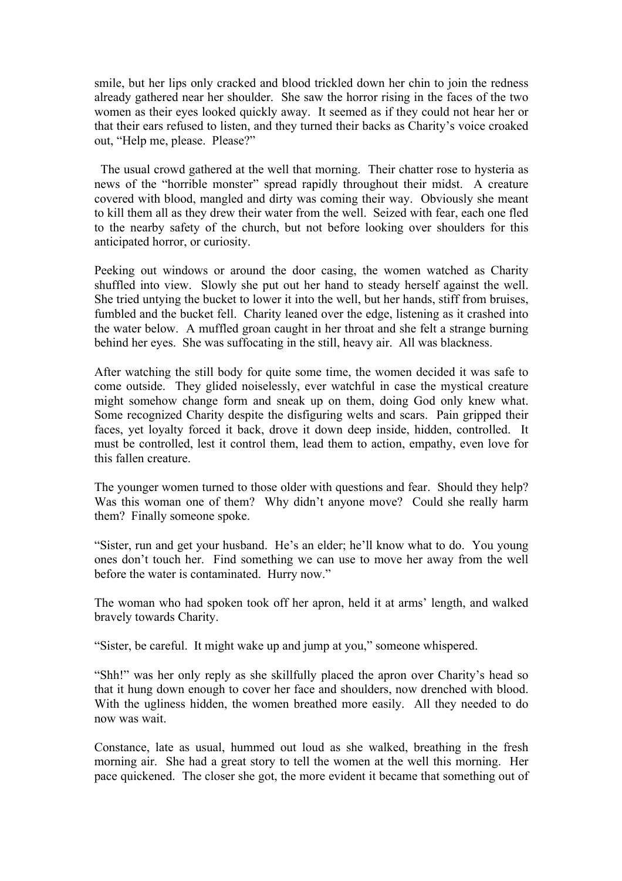smile, but her lips only cracked and blood trickled down her chin to join the redness already gathered near her shoulder. She saw the horror rising in the faces of the two women as their eyes looked quickly away. It seemed as if they could not hear her or that their ears refused to listen, and they turned their backs as Charity's voice croaked out, "Help me, please. Please?"

The usual crowd gathered at the well that morning. Their chatter rose to hysteria as news of the "horrible monster" spread rapidly throughout their midst. A creature covered with blood, mangled and dirty was coming their way. Obviously she meant to kill them all as they drew their water from the well. Seized with fear, each one fled to the nearby safety of the church, but not before looking over shoulders for this anticipated horror, or curiosity.

Peeking out windows or around the door casing, the women watched as Charity shuffled into view. Slowly she put out her hand to steady herself against the well. She tried untying the bucket to lower it into the well, but her hands, stiff from bruises, fumbled and the bucket fell. Charity leaned over the edge, listening as it crashed into the water below. A muffled groan caught in her throat and she felt a strange burning behind her eyes. She was suffocating in the still, heavy air. All was blackness.

After watching the still body for quite some time, the women decided it was safe to come outside. They glided noiselessly, ever watchful in case the mystical creature might somehow change form and sneak up on them, doing God only knew what. Some recognized Charity despite the disfiguring welts and scars. Pain gripped their faces, yet loyalty forced it back, drove it down deep inside, hidden, controlled. It must be controlled, lest it control them, lead them to action, empathy, even love for this fallen creature.

The younger women turned to those older with questions and fear. Should they help? Was this woman one of them? Why didn't anyone move? Could she really harm them? Finally someone spoke.

"Sister, run and get your husband. He's an elder; he'll know what to do. You young ones don't touch her. Find something we can use to move her away from the well before the water is contaminated. Hurry now."

The woman who had spoken took off her apron, held it at arms' length, and walked bravely towards Charity.

"Sister, be careful. It might wake up and jump at you," someone whispered.

"Shh!" was her only reply as she skillfully placed the apron over Charity's head so that it hung down enough to cover her face and shoulders, now drenched with blood. With the ugliness hidden, the women breathed more easily. All they needed to do now was wait.

Constance, late as usual, hummed out loud as she walked, breathing in the fresh morning air. She had a great story to tell the women at the well this morning. Her pace quickened. The closer she got, the more evident it became that something out of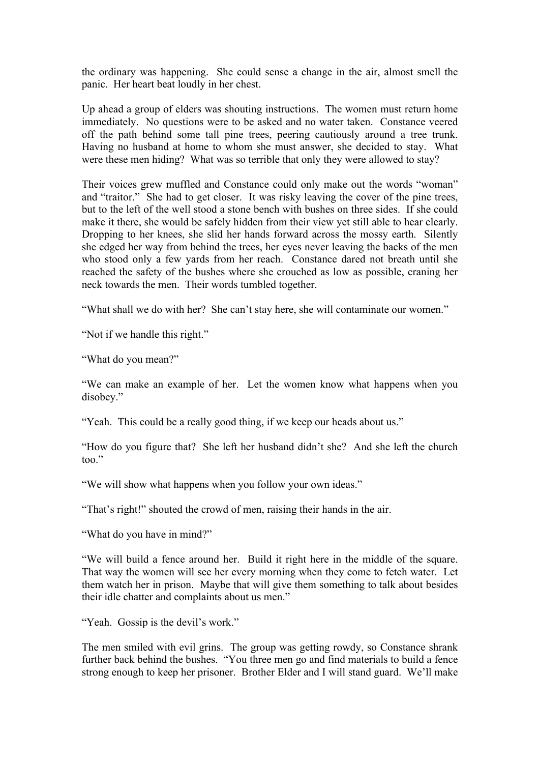the ordinary was happening. She could sense a change in the air, almost smell the panic. Her heart beat loudly in her chest.

Up ahead a group of elders was shouting instructions. The women must return home immediately. No questions were to be asked and no water taken. Constance veered off the path behind some tall pine trees, peering cautiously around a tree trunk. Having no husband at home to whom she must answer, she decided to stay. What were these men hiding? What was so terrible that only they were allowed to stay?

Their voices grew muffled and Constance could only make out the words "woman" and "traitor." She had to get closer. It was risky leaving the cover of the pine trees, but to the left of the well stood a stone bench with bushes on three sides. If she could make it there, she would be safely hidden from their view yet still able to hear clearly. Dropping to her knees, she slid her hands forward across the mossy earth. Silently she edged her way from behind the trees, her eyes never leaving the backs of the men who stood only a few yards from her reach. Constance dared not breath until she reached the safety of the bushes where she crouched as low as possible, craning her neck towards the men. Their words tumbled together.

"What shall we do with her? She can't stay here, she will contaminate our women."

"Not if we handle this right."

"What do you mean?"

"We can make an example of her. Let the women know what happens when you disobey."

"Yeah. This could be a really good thing, if we keep our heads about us."

"How do you figure that? She left her husband didn't she? And she left the church too."

"We will show what happens when you follow your own ideas."

"That's right!" shouted the crowd of men, raising their hands in the air.

"What do you have in mind?"

"We will build a fence around her. Build it right here in the middle of the square. That way the women will see her every morning when they come to fetch water. Let them watch her in prison. Maybe that will give them something to talk about besides their idle chatter and complaints about us men."

"Yeah. Gossip is the devil's work."

The men smiled with evil grins. The group was getting rowdy, so Constance shrank further back behind the bushes. "You three men go and find materials to build a fence strong enough to keep her prisoner. Brother Elder and I will stand guard. We'll make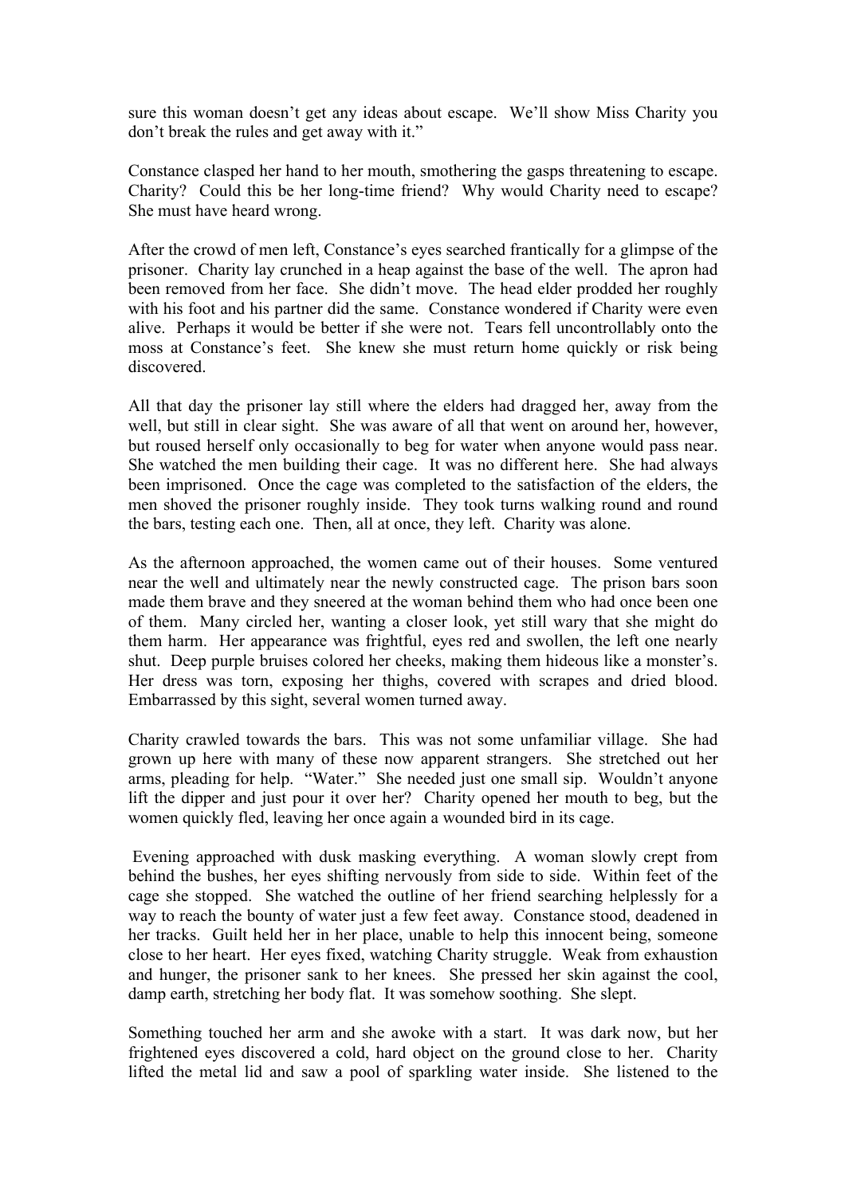sure this woman doesn't get any ideas about escape. We'll show Miss Charity you don't break the rules and get away with it."

Constance clasped her hand to her mouth, smothering the gasps threatening to escape. Charity? Could this be her long-time friend? Why would Charity need to escape? She must have heard wrong.

After the crowd of men left, Constance's eyes searched frantically for a glimpse of the prisoner. Charity lay crunched in a heap against the base of the well. The apron had been removed from her face. She didn't move. The head elder prodded her roughly with his foot and his partner did the same. Constance wondered if Charity were even alive. Perhaps it would be better if she were not. Tears fell uncontrollably onto the moss at Constance's feet. She knew she must return home quickly or risk being discovered.

All that day the prisoner lay still where the elders had dragged her, away from the well, but still in clear sight. She was aware of all that went on around her, however, but roused herself only occasionally to beg for water when anyone would pass near. She watched the men building their cage. It was no different here. She had always been imprisoned. Once the cage was completed to the satisfaction of the elders, the men shoved the prisoner roughly inside. They took turns walking round and round the bars, testing each one. Then, all at once, they left. Charity was alone.

As the afternoon approached, the women came out of their houses. Some ventured near the well and ultimately near the newly constructed cage. The prison bars soon made them brave and they sneered at the woman behind them who had once been one of them. Many circled her, wanting a closer look, yet still wary that she might do them harm. Her appearance was frightful, eyes red and swollen, the left one nearly shut. Deep purple bruises colored her cheeks, making them hideous like a monster's. Her dress was torn, exposing her thighs, covered with scrapes and dried blood. Embarrassed by this sight, several women turned away.

Charity crawled towards the bars. This was not some unfamiliar village. She had grown up here with many of these now apparent strangers. She stretched out her arms, pleading for help. "Water." She needed just one small sip. Wouldn't anyone lift the dipper and just pour it over her? Charity opened her mouth to beg, but the women quickly fled, leaving her once again a wounded bird in its cage.

Evening approached with dusk masking everything. A woman slowly crept from behind the bushes, her eyes shifting nervously from side to side. Within feet of the cage she stopped. She watched the outline of her friend searching helplessly for a way to reach the bounty of water just a few feet away. Constance stood, deadened in her tracks. Guilt held her in her place, unable to help this innocent being, someone close to her heart. Her eyes fixed, watching Charity struggle. Weak from exhaustion and hunger, the prisoner sank to her knees. She pressed her skin against the cool, damp earth, stretching her body flat. It was somehow soothing. She slept.

Something touched her arm and she awoke with a start. It was dark now, but her frightened eyes discovered a cold, hard object on the ground close to her. Charity lifted the metal lid and saw a pool of sparkling water inside. She listened to the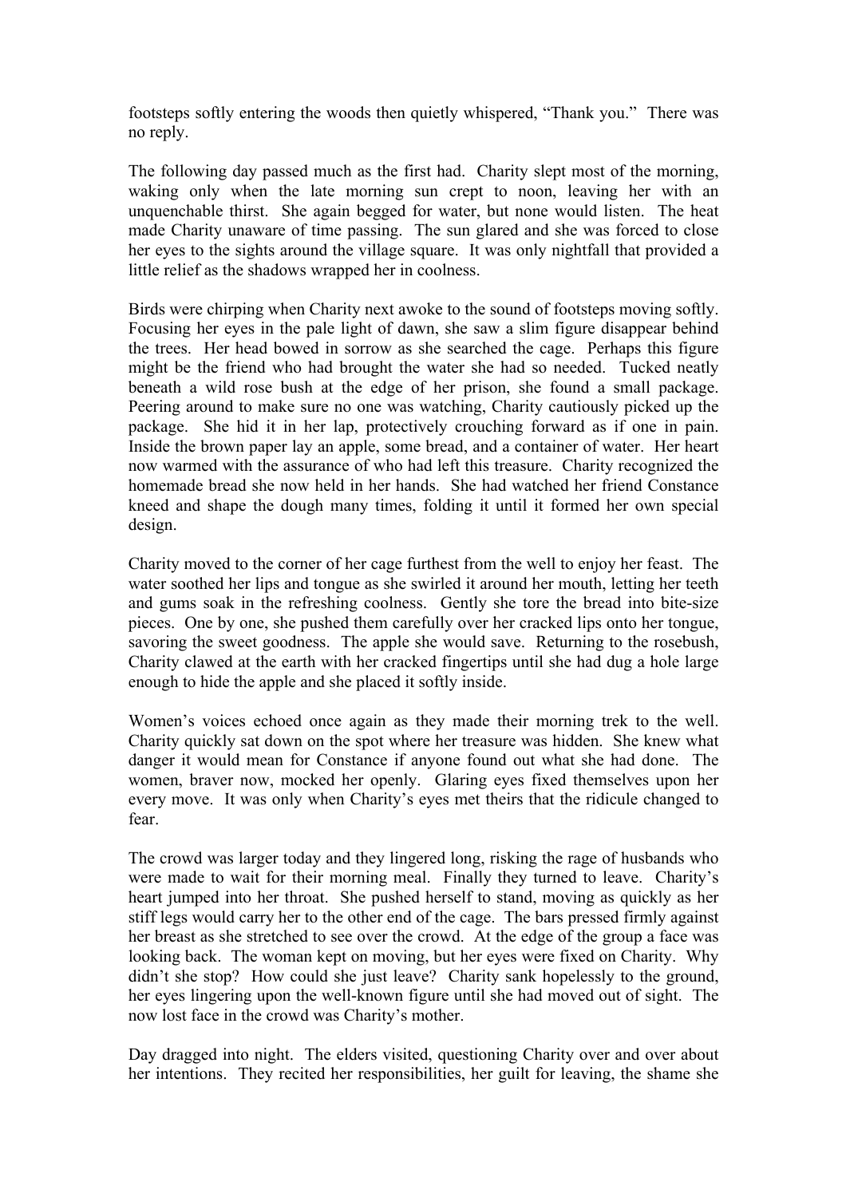footsteps softly entering the woods then quietly whispered, "Thank you." There was no reply.

The following day passed much as the first had. Charity slept most of the morning, waking only when the late morning sun crept to noon, leaving her with an unquenchable thirst. She again begged for water, but none would listen. The heat made Charity unaware of time passing. The sun glared and she was forced to close her eyes to the sights around the village square. It was only nightfall that provided a little relief as the shadows wrapped her in coolness.

Birds were chirping when Charity next awoke to the sound of footsteps moving softly. Focusing her eyes in the pale light of dawn, she saw a slim figure disappear behind the trees. Her head bowed in sorrow as she searched the cage. Perhaps this figure might be the friend who had brought the water she had so needed. Tucked neatly beneath a wild rose bush at the edge of her prison, she found a small package. Peering around to make sure no one was watching, Charity cautiously picked up the package. She hid it in her lap, protectively crouching forward as if one in pain. Inside the brown paper lay an apple, some bread, and a container of water. Her heart now warmed with the assurance of who had left this treasure. Charity recognized the homemade bread she now held in her hands. She had watched her friend Constance kneed and shape the dough many times, folding it until it formed her own special design.

Charity moved to the corner of her cage furthest from the well to enjoy her feast. The water soothed her lips and tongue as she swirled it around her mouth, letting her teeth and gums soak in the refreshing coolness. Gently she tore the bread into bite-size pieces. One by one, she pushed them carefully over her cracked lips onto her tongue, savoring the sweet goodness. The apple she would save. Returning to the rosebush, Charity clawed at the earth with her cracked fingertips until she had dug a hole large enough to hide the apple and she placed it softly inside.

Women's voices echoed once again as they made their morning trek to the well. Charity quickly sat down on the spot where her treasure was hidden. She knew what danger it would mean for Constance if anyone found out what she had done. The women, braver now, mocked her openly. Glaring eyes fixed themselves upon her every move. It was only when Charity's eyes met theirs that the ridicule changed to fear.

The crowd was larger today and they lingered long, risking the rage of husbands who were made to wait for their morning meal. Finally they turned to leave. Charity's heart jumped into her throat. She pushed herself to stand, moving as quickly as her stiff legs would carry her to the other end of the cage. The bars pressed firmly against her breast as she stretched to see over the crowd. At the edge of the group a face was looking back. The woman kept on moving, but her eyes were fixed on Charity. Why didn't she stop? How could she just leave? Charity sank hopelessly to the ground, her eyes lingering upon the well-known figure until she had moved out of sight. The now lost face in the crowd was Charity's mother.

Day dragged into night. The elders visited, questioning Charity over and over about her intentions. They recited her responsibilities, her guilt for leaving, the shame she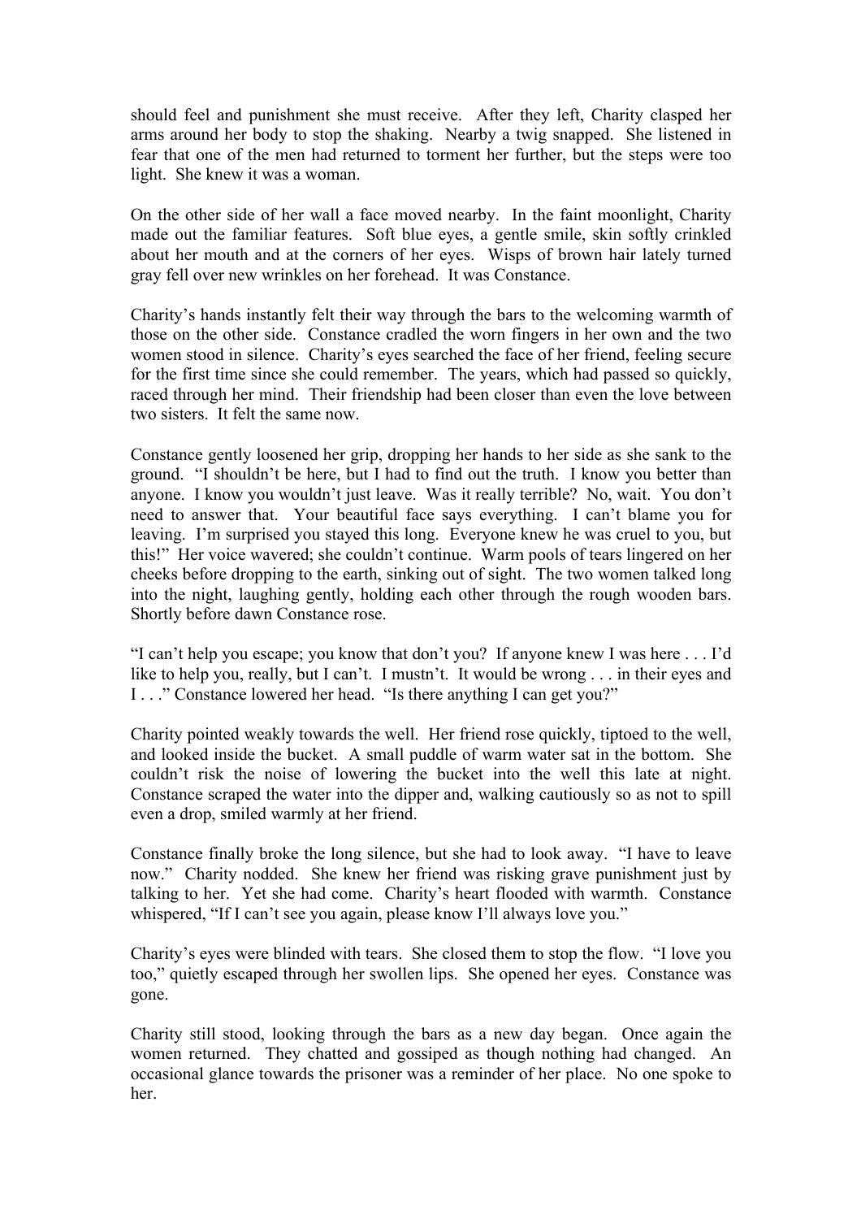should feel and punishment she must receive. After they left, Charity clasped her arms around her body to stop the shaking. Nearby a twig snapped. She listened in fear that one of the men had returned to torment her further, but the steps were too light. She knew it was a woman.

On the other side of her wall a face moved nearby. In the faint moonlight, Charity made out the familiar features. Soft blue eyes, a gentle smile, skin softly crinkled about her mouth and at the corners of her eyes. Wisps of brown hair lately turned gray fell over new wrinkles on her forehead. It was Constance.

Charity's hands instantly felt their way through the bars to the welcoming warmth of those on the other side. Constance cradled the worn fingers in her own and the two women stood in silence. Charity's eyes searched the face of her friend, feeling secure for the first time since she could remember. The years, which had passed so quickly, raced through her mind. Their friendship had been closer than even the love between two sisters. It felt the same now.

Constance gently loosened her grip, dropping her hands to her side as she sank to the ground. "I shouldn't be here, but I had to find out the truth. I know you better than anyone. I know you wouldn't just leave. Was it really terrible? No, wait. You don't need to answer that. Your beautiful face says everything. I can't blame you for leaving. I'm surprised you stayed this long. Everyone knew he was cruel to you, but this!" Her voice wavered; she couldn't continue. Warm pools of tears lingered on her cheeks before dropping to the earth, sinking out of sight. The two women talked long into the night, laughing gently, holding each other through the rough wooden bars. Shortly before dawn Constance rose.

"I can't help you escape; you know that don't you? If anyone knew I was here . . . I'd like to help you, really, but I can't. I mustn't. It would be wrong . . . in their eyes and I . . ." Constance lowered her head. "Is there anything I can get you?"

Charity pointed weakly towards the well. Her friend rose quickly, tiptoed to the well, and looked inside the bucket. A small puddle of warm water sat in the bottom. She couldn't risk the noise of lowering the bucket into the well this late at night. Constance scraped the water into the dipper and, walking cautiously so as not to spill even a drop, smiled warmly at her friend.

Constance finally broke the long silence, but she had to look away. "I have to leave now." Charity nodded. She knew her friend was risking grave punishment just by talking to her. Yet she had come. Charity's heart flooded with warmth. Constance whispered, "If I can't see you again, please know I'll always love you."

Charity's eyes were blinded with tears. She closed them to stop the flow. "I love you too," quietly escaped through her swollen lips. She opened her eyes. Constance was gone.

Charity still stood, looking through the bars as a new day began. Once again the women returned. They chatted and gossiped as though nothing had changed. An occasional glance towards the prisoner was a reminder of her place. No one spoke to her.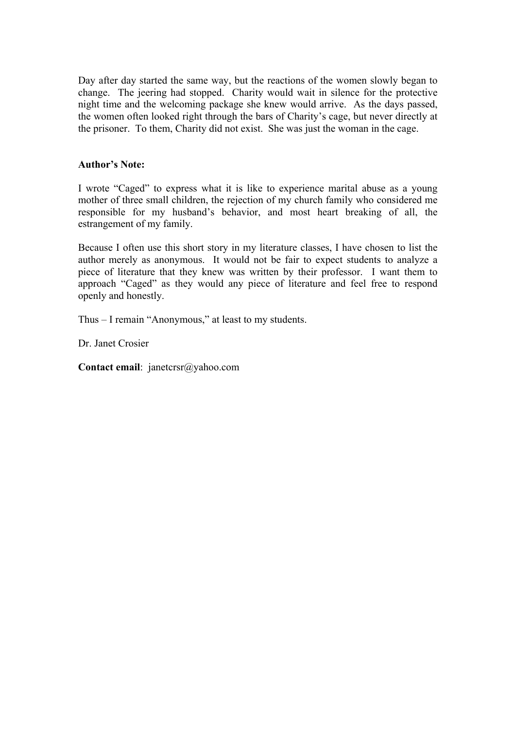Day after day started the same way, but the reactions of the women slowly began to change. The jeering had stopped. Charity would wait in silence for the protective night time and the welcoming package she knew would arrive. As the days passed, the women often looked right through the bars of Charity's cage, but never directly at the prisoner. To them, Charity did not exist. She was just the woman in the cage.

**Author's Note:**

I wrote "Caged" to express what it is like to experience marital abuse as a young mother of three small children, the rejection of my church family who considered me responsible for my husband's behavior, and most heart breaking of all, the estrangement of my family.

Because I often use this short story in my literature classes, I have chosen to list the author merely as anonymous. It would not be fair to expect students to analyze a piece of literature that they knew was written by their professor. I want them to approach "Caged" as they would any piece of literature and feel free to respond openly and honestly.

Thus – I remain "Anonymous," at least to my students.

Dr. Janet Crosier

**Contact email**: janetcrsr@yahoo.com